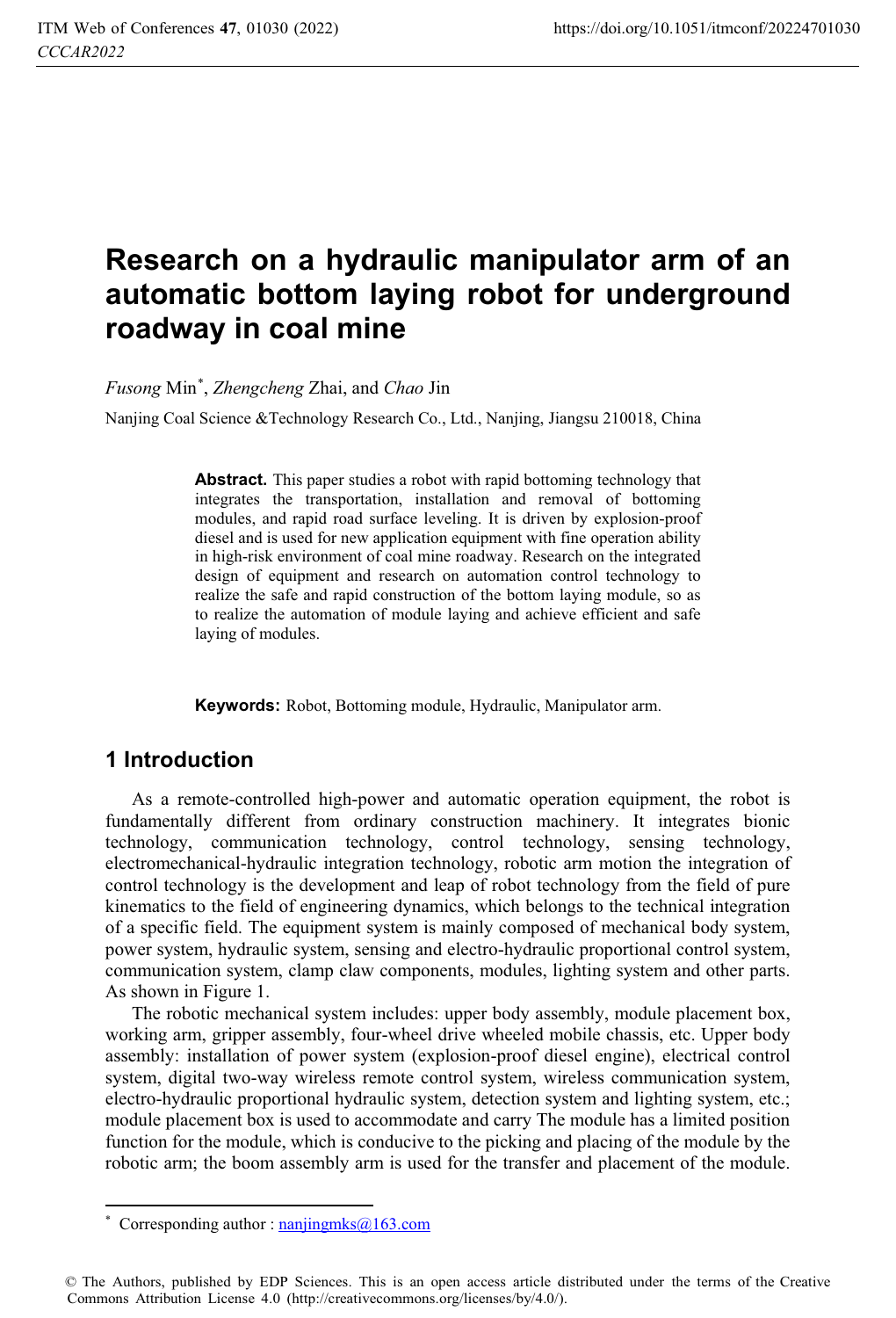# Research on a hydraulic manipulator arm of an automatic bottom laying robot for underground roadway in coal mine

*Fusong* Min*, *Zhengcheng* Zhai, and *Chao* Jin

Nanjing Coal Science &Technology Research Co., Ltd., Nanjing, Jiangsu 210018, China

**Abstract.** This paper studies a robot with rapid bottoming technology that integrates the transportation, installation and removal of bottoming modules, and rapid road surface leveling. It is driven by explosion-proof diesel and is used for new application equipment with fine operation ability in high-risk environment of coal mine roadway. Research on the integrated design of equipment and research on automation control technology to realize the safe and rapid construction of the bottom laying module, so as to realize the automation of module laying and achieve efficient and safe laying of modules.

**Keywords:** Robot, Bottoming module, Hydraulic, Manipulator arm.

## 1 Introduction

As a remote-controlled high-power and automatic operation equipment, the robot is fundamentally different from ordinary construction machinery. It integrates bionic technology, communication technology, control technology, sensing technology, electromechanical-hydraulic integration technology, robotic arm motion the integration of control technology is the development and leap of robot technology from the field of pure kinematics to the field of engineering dynamics, which belongs to the technical integration of a specific field. The equipment system is mainly composed of mechanical body system, power system, hydraulic system, sensing and electro-hydraulic proportional control system, communication system, clamp claw components, modules, lighting system and other parts. As shown in Figure 1.

The robotic mechanical system includes: upper body assembly, module placement box, working arm, gripper assembly, four-wheel drive wheeled mobile chassis, etc. Upper body assembly: installation of power system (explosion-proof diesel engine), electrical control system, digital two-way wireless remote control system, wireless communication system, electro-hydraulic proportional hydraulic system, detection system and lighting system, etc.; module placement box is used to accommodate and carry The module has a limited position function for the module, which is conducive to the picking and placing of the module by the robotic arm; the boom assembly arm is used for the transfer and placement of the module.

---

* Corresponding author : nanjingmks@163.com

© The Authors, published by EDP Sciences. This is an open access article distributed under the terms of the Creative Commons Attribution License 4.0 (http://creativecommons.org/licenses/by/4.0/).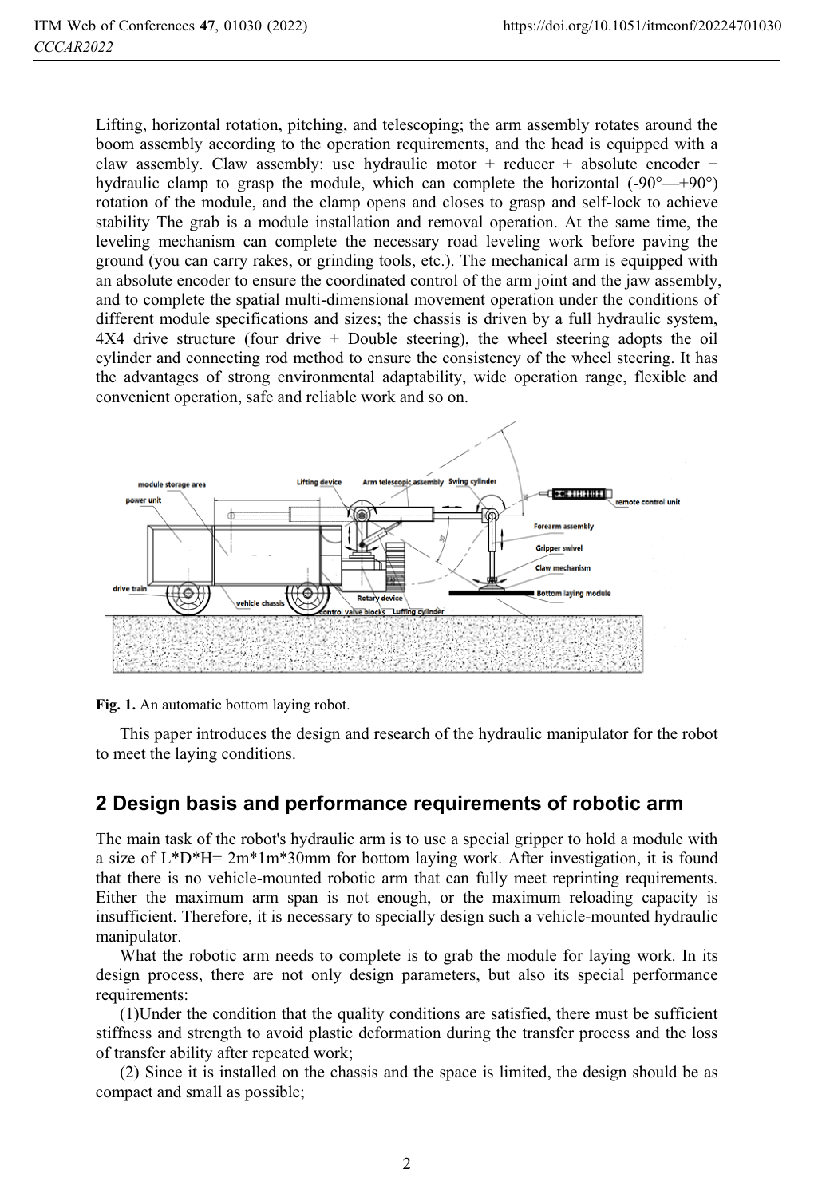Lifting, horizontal rotation, pitching, and telescoping; the arm assembly rotates around the boom assembly according to the operation requirements, and the head is equipped with a claw assembly. Claw assembly: use hydraulic motor + reducer + absolute encoder + hydraulic clamp to grasp the module, which can complete the horizontal (-90°—+90°) rotation of the module, and the clamp opens and closes to grasp and self-lock to achieve stability The grab is a module installation and removal operation. At the same time, the leveling mechanism can complete the necessary road leveling work before paving the ground (you can carry rakes, or grinding tools, etc.). The mechanical arm is equipped with an absolute encoder to ensure the coordinated control of the arm joint and the jaw assembly, and to complete the spatial multi-dimensional movement operation under the conditions of different module specifications and sizes; the chassis is driven by a full hydraulic system, 4X4 drive structure (four drive + Double steering), the wheel steering adopts the oil cylinder and connecting rod method to ensure the consistency of the wheel steering. It has the advantages of strong environmental adaptability, wide operation range, flexible and convenient operation, safe and reliable work and so on.

**Fig. 1.** An automatic bottom laying robot.

This paper introduces the design and research of the hydraulic manipulator for the robot to meet the laying conditions.

## 2 Design basis and performance requirements of robotic arm

The main task of the robot's hydraulic arm is to use a special gripper to hold a module with a size of L*D*H= 2m*1m*30mm for bottom laying work. After investigation, it is found that there is no vehicle-mounted robotic arm that can fully meet reprinting requirements. Either the maximum arm span is not enough, or the maximum reloading capacity is insufficient. Therefore, it is necessary to specially design such a vehicle-mounted hydraulic manipulator.

What the robotic arm needs to complete is to grab the module for laying work. In its design process, there are not only design parameters, but also its special performance requirements:

(1)Under the condition that the quality conditions are satisfied, there must be sufficient stiffness and strength to avoid plastic deformation during the transfer process and the loss of transfer ability after repeated work;

(2) Since it is installed on the chassis and the space is limited, the design should be as compact and small as possible;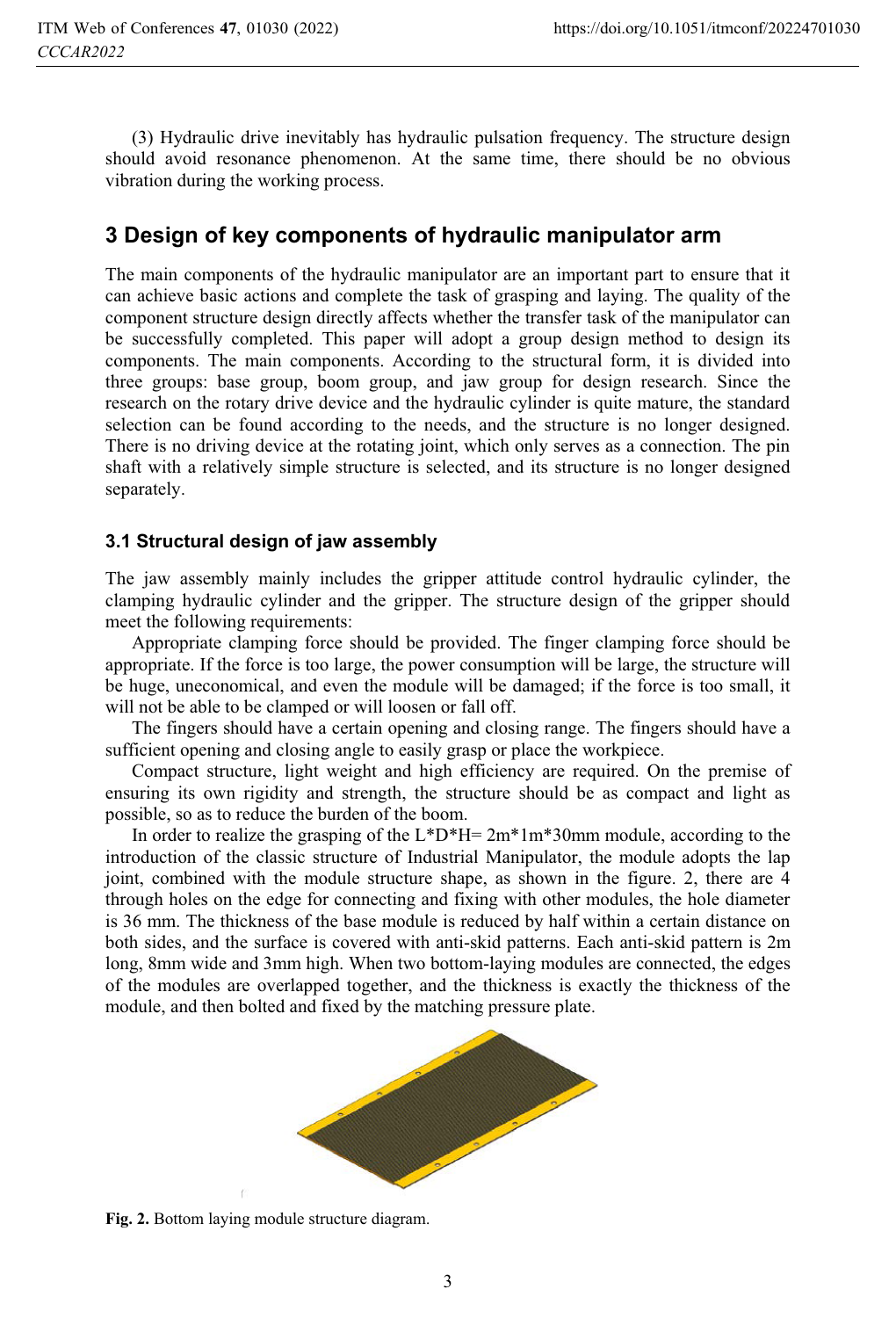(3) Hydraulic drive inevitably has hydraulic pulsation frequency. The structure design should avoid resonance phenomenon. At the same time, there should be no obvious vibration during the working process.

## 3 Design of key components of hydraulic manipulator arm

The main components of the hydraulic manipulator are an important part to ensure that it can achieve basic actions and complete the task of grasping and laying. The quality of the component structure design directly affects whether the transfer task of the manipulator can be successfully completed. This paper will adopt a group design method to design its components. The main components. According to the structural form, it is divided into three groups: base group, boom group, and jaw group for design research. Since the research on the rotary drive device and the hydraulic cylinder is quite mature, the standard selection can be found according to the needs, and the structure is no longer designed. There is no driving device at the rotating joint, which only serves as a connection. The pin shaft with a relatively simple structure is selected, and its structure is no longer designed separately.

### 3.1 Structural design of jaw assembly

The jaw assembly mainly includes the gripper attitude control hydraulic cylinder, the clamping hydraulic cylinder and the gripper. The structure design of the gripper should meet the following requirements:

Appropriate clamping force should be provided. The finger clamping force should be appropriate. If the force is too large, the power consumption will be large, the structure will be huge, uneconomical, and even the module will be damaged; if the force is too small, it will not be able to be clamped or will loosen or fall off.

The fingers should have a certain opening and closing range. The fingers should have a sufficient opening and closing angle to easily grasp or place the workpiece.

Compact structure, light weight and high efficiency are required. On the premise of ensuring its own rigidity and strength, the structure should be as compact and light as possible, so as to reduce the burden of the boom.

In order to realize the grasping of the L*D*H= 2m*1m*30mm module, according to the introduction of the classic structure of Industrial Manipulator, the module adopts the lap joint, combined with the module structure shape, as shown in the figure. 2, there are 4 through holes on the edge for connecting and fixing with other modules, the hole diameter is 36 mm. The thickness of the base module is reduced by half within a certain distance on both sides, and the surface is covered with anti-skid patterns. Each anti-skid pattern is 2m long, 8mm wide and 3mm high. When two bottom-laying modules are connected, the edges of the modules are overlapped together, and the thickness is exactly the thickness of the module, and then bolted and fixed by the matching pressure plate.

**Fig. 2.** Bottom laying module structure diagram.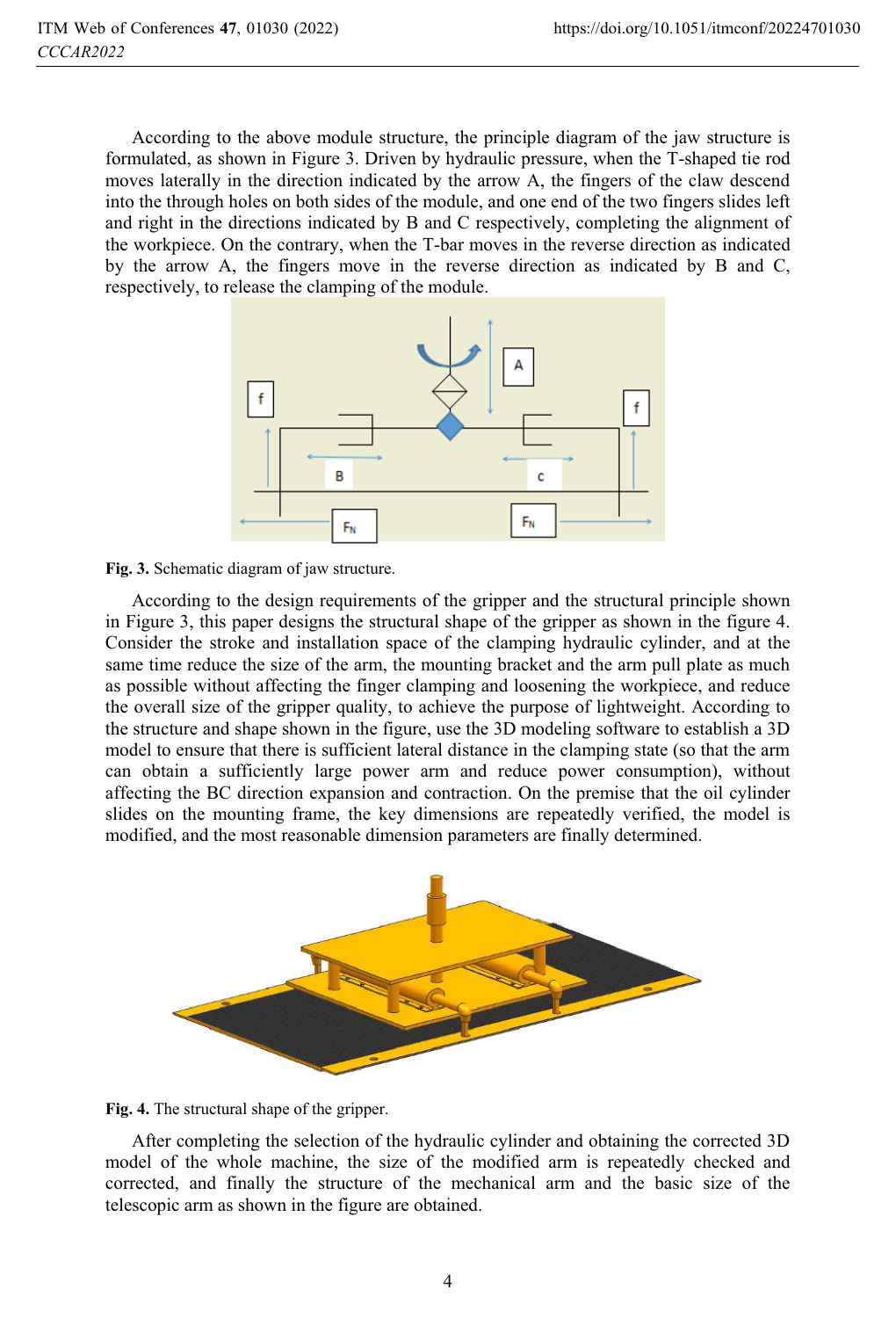According to the above module structure, the principle diagram of the jaw structure is formulated, as shown in Figure 3. Driven by hydraulic pressure, when the T-shaped tie rod moves laterally in the direction indicated by the arrow A, the fingers of the claw descend into the through holes on both sides of the module, and one end of the two fingers slides left and right in the directions indicated by B and C respectively, completing the alignment of the workpiece. On the contrary, when the T-bar moves in the reverse direction as indicated by the arrow A, the fingers move in the reverse direction as indicated by B and C, respectively, to release the clamping of the module.

**Fig. 3.** Schematic diagram of jaw structure.

According to the design requirements of the gripper and the structural principle shown in Figure 3, this paper designs the structural shape of the gripper as shown in the figure 4. Consider the stroke and installation space of the clamping hydraulic cylinder, and at the same time reduce the size of the arm, the mounting bracket and the arm pull plate as much as possible without affecting the finger clamping and loosening the workpiece, and reduce the overall size of the gripper quality, to achieve the purpose of lightweight. According to the structure and shape shown in the figure, use the 3D modeling software to establish a 3D model to ensure that there is sufficient lateral distance in the clamping state (so that the arm can obtain a sufficiently large power arm and reduce power consumption), without affecting the BC direction expansion and contraction. On the premise that the oil cylinder slides on the mounting frame, the key dimensions are repeatedly verified, the model is modified, and the most reasonable dimension parameters are finally determined.

**Fig. 4.** The structural shape of the gripper.

After completing the selection of the hydraulic cylinder and obtaining the corrected 3D model of the whole machine, the size of the modified arm is repeatedly checked and corrected, and finally the structure of the mechanical arm and the basic size of the telescopic arm as shown in the figure are obtained.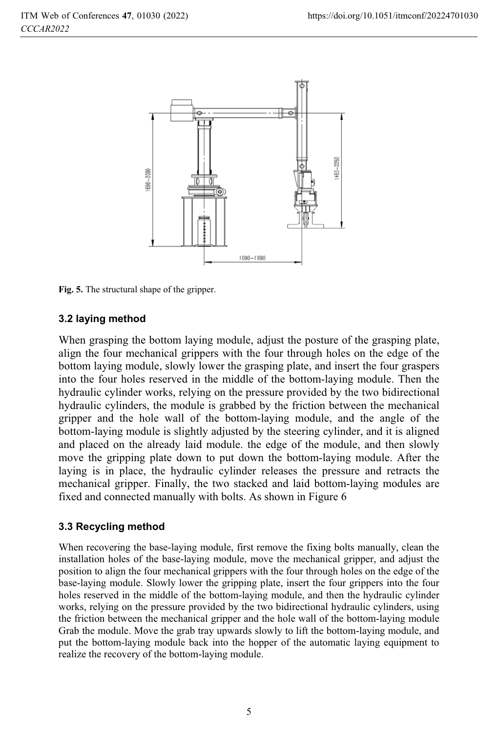**Fig. 5.** The structural shape of the gripper.

### 3.2 laying method

When grasping the bottom laying module, adjust the posture of the grasping plate, align the four mechanical grippers with the four through holes on the edge of the bottom laying module, slowly lower the grasping plate, and insert the four graspers into the four holes reserved in the middle of the bottom-laying module. Then the hydraulic cylinder works, relying on the pressure provided by the two bidirectional hydraulic cylinders, the module is grabbed by the friction between the mechanical gripper and the hole wall of the bottom-laying module, and the angle of the bottom-laying module is slightly adjusted by the steering cylinder, and it is aligned and placed on the already laid module. the edge of the module, and then slowly move the gripping plate down to put down the bottom-laying module. After the laying is in place, the hydraulic cylinder releases the pressure and retracts the mechanical gripper. Finally, the two stacked and laid bottom-laying modules are fixed and connected manually with bolts. As shown in Figure 6

### 3.3 Recycling method

When recovering the base-laying module, first remove the fixing bolts manually, clean the installation holes of the base-laying module, move the mechanical gripper, and adjust the position to align the four mechanical grippers with the four through holes on the edge of the base-laying module. Slowly lower the gripping plate, insert the four grippers into the four holes reserved in the middle of the bottom-laying module, and then the hydraulic cylinder works, relying on the pressure provided by the two bidirectional hydraulic cylinders, using the friction between the mechanical gripper and the hole wall of the bottom-laying module Grab the module. Move the grab tray upwards slowly to lift the bottom-laying module, and put the bottom-laying module back into the hopper of the automatic laying equipment to realize the recovery of the bottom-laying module.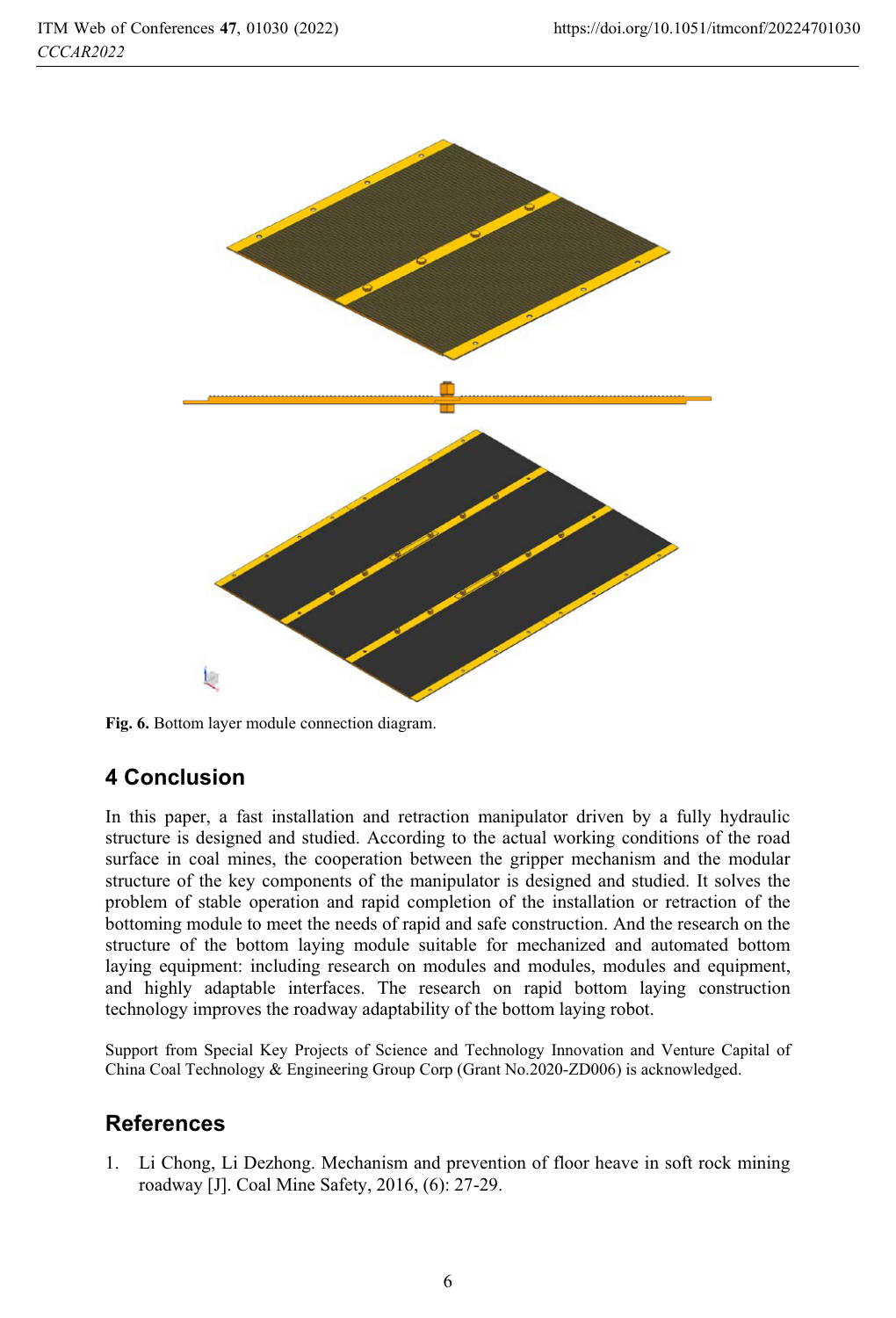Fig. 6. Bottom layer module connection diagram.

## 4 Conclusion

In this paper, a fast installation and retraction manipulator driven by a fully hydraulic structure is designed and studied. According to the actual working conditions of the road surface in coal mines, the cooperation between the gripper mechanism and the modular structure of the key components of the manipulator is designed and studied. It solves the problem of stable operation and rapid completion of the installation or retraction of the bottoming module to meet the needs of rapid and safe construction. And the research on the structure of the bottom laying module suitable for mechanized and automated bottom laying equipment: including research on modules and modules, modules and equipment, and highly adaptable interfaces. The research on rapid bottom laying construction technology improves the roadway adaptability of the bottom laying robot.

Support from Special Key Projects of Science and Technology Innovation and Venture Capital of China Coal Technology & Engineering Group Corp (Grant No.2020-ZD006) is acknowledged.

## References

1. Li Chong, Li Dezhong. Mechanism and prevention of floor heave in soft rock mining roadway [J]. Coal Mine Safety, 2016, (6): 27-29.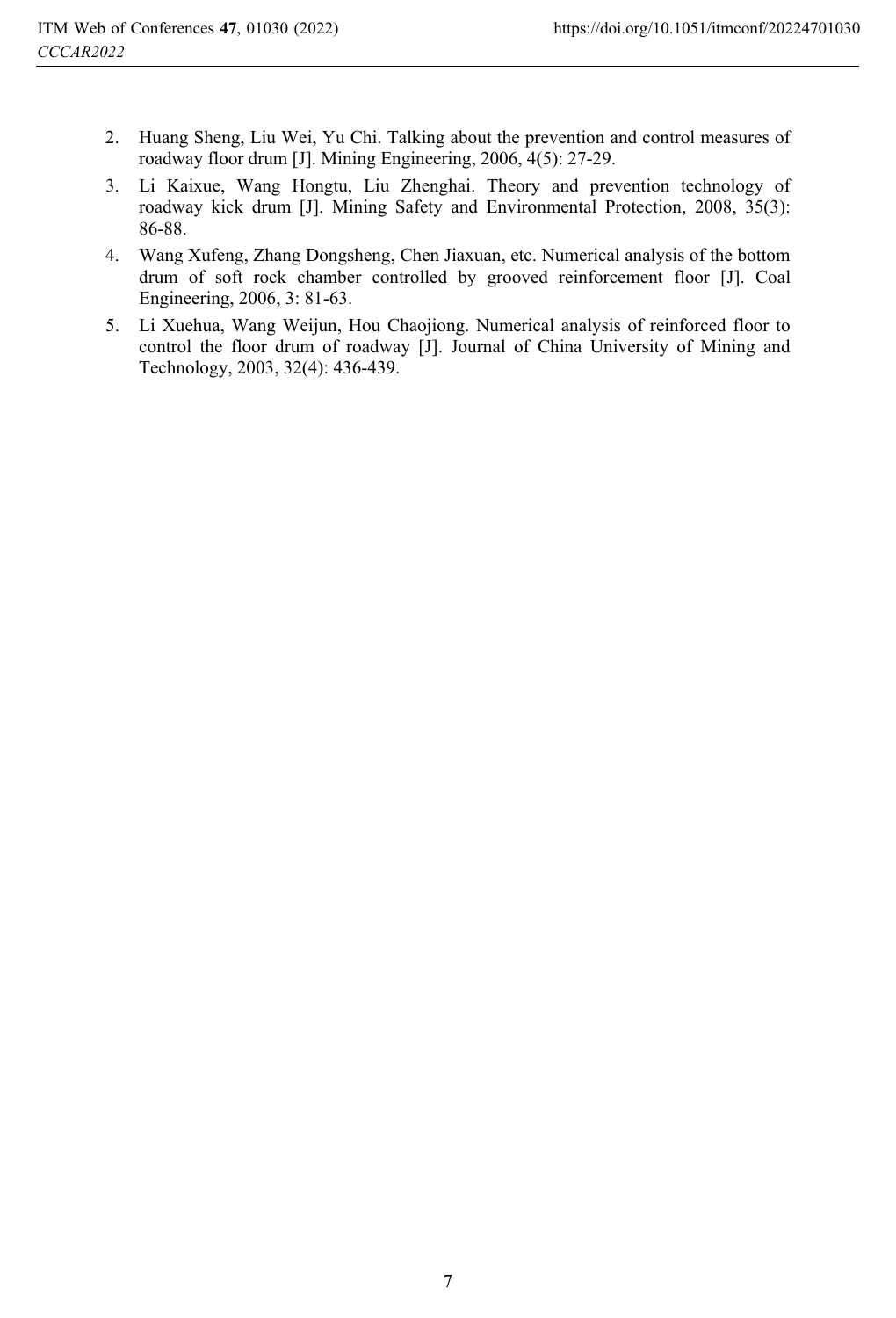2. Huang Sheng, Liu Wei, Yu Chi. Talking about the prevention and control measures of roadway floor drum [J]. Mining Engineering, 2006, 4(5): 27-29.
3. Li Kaixue, Wang Hongtu, Liu Zhenghai. Theory and prevention technology of roadway kick drum [J]. Mining Safety and Environmental Protection, 2008, 35(3): 86-88.
4. Wang Xufeng, Zhang Dongsheng, Chen Jiaxuan, etc. Numerical analysis of the bottom drum of soft rock chamber controlled by grooved reinforcement floor [J]. Coal Engineering, 2006, 3: 81-63.
5. Li Xuehua, Wang Weijun, Hou Chaojiong. Numerical analysis of reinforced floor to control the floor drum of roadway [J]. Journal of China University of Mining and Technology, 2003, 32(4): 436-439.